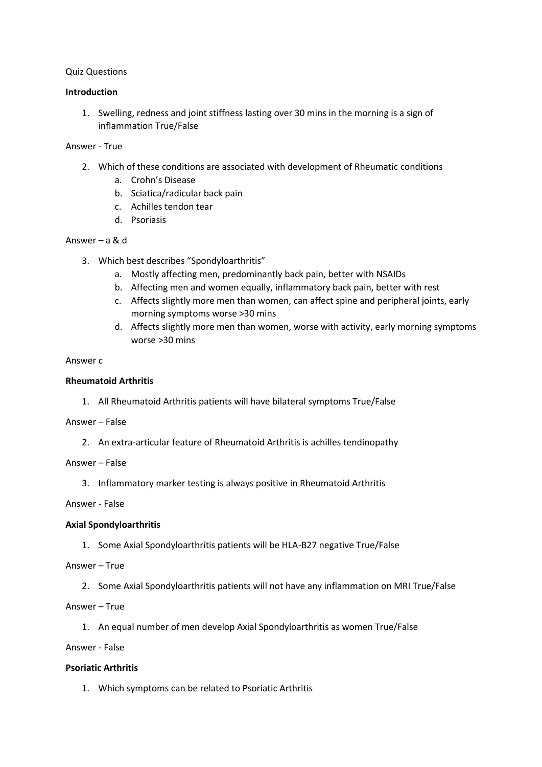Quiz Questions

**Introduction**

1. Swelling, redness and joint stiffness lasting over 30 mins in the morning is a sign of inflammation True/False

Answer - True

2. Which of these conditions are associated with development of Rheumatic conditions
   a. Crohn's Disease
   b. Sciatica/radicular back pain
   c. Achilles tendon tear
   d. Psoriasis

Answer – a & d

3. Which best describes "Spondyloarthritis"
   a. Mostly affecting men, predominantly back pain, better with NSAIDs
   b. Affecting men and women equally, inflammatory back pain, better with rest
   c. Affects slightly more men than women, can affect spine and peripheral joints, early morning symptoms worse >30 mins
   d. Affects slightly more men than women, worse with activity, early morning symptoms worse >30 mins

Answer c

**Rheumatoid Arthritis**

1. All Rheumatoid Arthritis patients will have bilateral symptoms True/False

Answer – False

2. An extra-articular feature of Rheumatoid Arthritis is achilles tendinopathy

Answer – False

3. Inflammatory marker testing is always positive in Rheumatoid Arthritis

Answer - False

**Axial Spondyloarthritis**

1. Some Axial Spondyloarthritis patients will be HLA-B27 negative True/False

Answer – True

2. Some Axial Spondyloarthritis patients will not have any inflammation on MRI True/False

Answer – True

1. An equal number of men develop Axial Spondyloarthritis as women True/False

Answer - False

**Psoriatic Arthritis**

1. Which symptoms can be related to Psoriatic Arthritis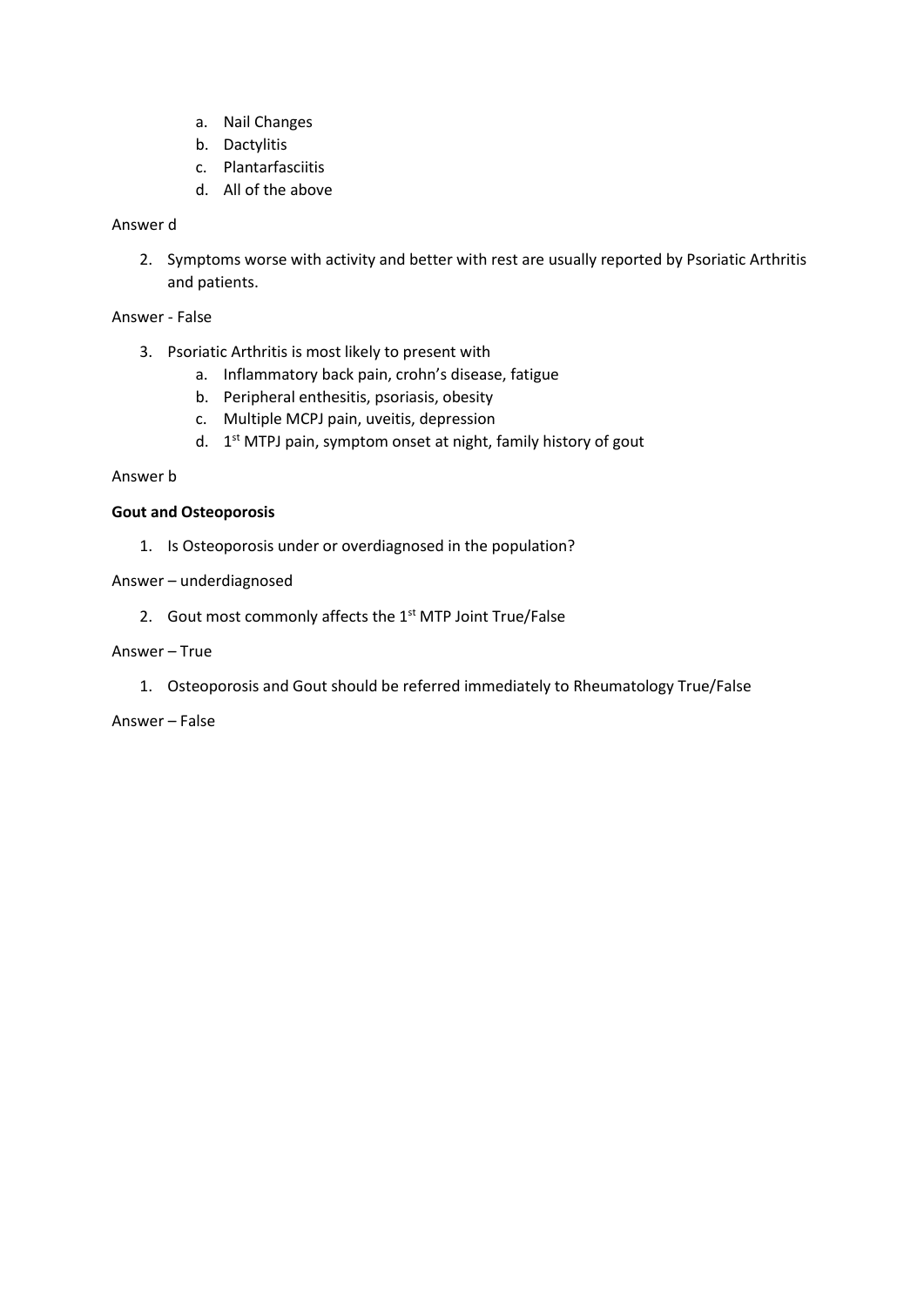a. Nail Changes
   b. Dactylitis
   c. Plantarfasciitis
   d. All of the above

Answer d

2. Symptoms worse with activity and better with rest are usually reported by Psoriatic Arthritis and patients.

Answer - False

3. Psoriatic Arthritis is most likely to present with
   a. Inflammatory back pain, crohn's disease, fatigue
   b. Peripheral enthesitis, psoriasis, obesity
   c. Multiple MCPJ pain, uveitis, depression
   d. 1st MTPJ pain, symptom onset at night, family history of gout

Answer b

**Gout and Osteoporosis**

1. Is Osteoporosis under or overdiagnosed in the population?

Answer – underdiagnosed

2. Gout most commonly affects the 1st MTP Joint True/False

Answer – True

1. Osteoporosis and Gout should be referred immediately to Rheumatology True/False

Answer – False